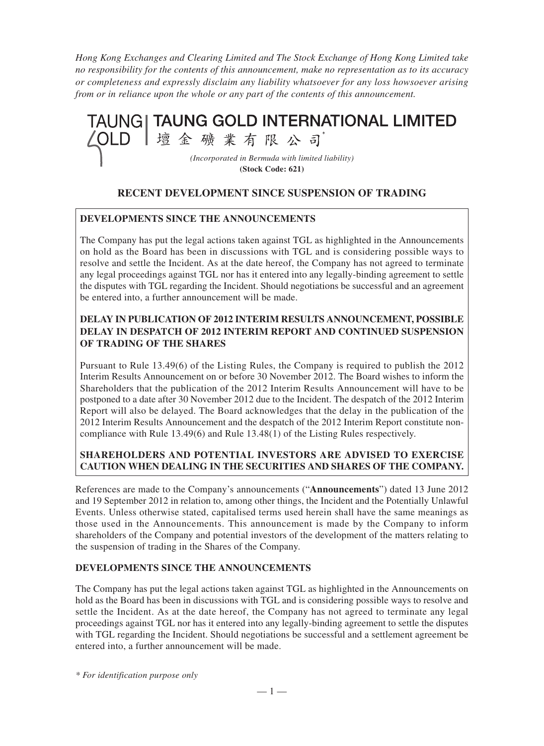*Hong Kong Exchanges and Clearing Limited and The Stock Exchange of Hong Kong Limited take no responsibility for the contents of this announcement, make no representation as to its accuracy or completeness and expressly disclaim any liability whatsoever for any loss howsoever arising from or in reliance upon the whole or any part of the contents of this announcement.*

# TAUNG GOLD INTERNATIONAL LIMITED

# 壇金礦業有限公司*

*(Incorporated in Bermuda with limited liability)*

**(Stock Code: 621)**

## RECENT DEVELOPMENT SINCE SUSPENSION OF TRADING

**DEVELOPMENTS SINCE THE ANNOUNCEMENTS**

The Company has put the legal actions taken against TGL as highlighted in the Announcements on hold as the Board has been in discussions with TGL and is considering possible ways to resolve and settle the Incident. As at the date hereof, the Company has not agreed to terminate any legal proceedings against TGL nor has it entered into any legally-binding agreement to settle the disputes with TGL regarding the Incident. Should negotiations be successful and an agreement be entered into, a further announcement will be made.

**DELAY IN PUBLICATION OF 2012 INTERIM RESULTS ANNOUNCEMENT, POSSIBLE DELAY IN DESPATCH OF 2012 INTERIM REPORT AND CONTINUED SUSPENSION OF TRADING OF THE SHARES**

Pursuant to Rule 13.49(6) of the Listing Rules, the Company is required to publish the 2012 Interim Results Announcement on or before 30 November 2012. The Board wishes to inform the Shareholders that the publication of the 2012 Interim Results Announcement will have to be postponed to a date after 30 November 2012 due to the Incident. The despatch of the 2012 Interim Report will also be delayed. The Board acknowledges that the delay in the publication of the 2012 Interim Results Announcement and the despatch of the 2012 Interim Report constitute non-compliance with Rule 13.49(6) and Rule 13.48(1) of the Listing Rules respectively.

**SHAREHOLDERS AND POTENTIAL INVESTORS ARE ADVISED TO EXERCISE CAUTION WHEN DEALING IN THE SECURITIES AND SHARES OF THE COMPANY.**

References are made to the Company's announcements ("**Announcements**") dated 13 June 2012 and 19 September 2012 in relation to, among other things, the Incident and the Potentially Unlawful Events. Unless otherwise stated, capitalised terms used herein shall have the same meanings as those used in the Announcements. This announcement is made by the Company to inform shareholders of the Company and potential investors of the development of the matters relating to the suspension of trading in the Shares of the Company.

### DEVELOPMENTS SINCE THE ANNOUNCEMENTS

The Company has put the legal actions taken against TGL as highlighted in the Announcements on hold as the Board has been in discussions with TGL and is considering possible ways to resolve and settle the Incident. As at the date hereof, the Company has not agreed to terminate any legal proceedings against TGL nor has it entered into any legally-binding agreement to settle the disputes with TGL regarding the Incident. Should negotiations be successful and a settlement agreement be entered into, a further announcement will be made.

*\* For identification purpose only*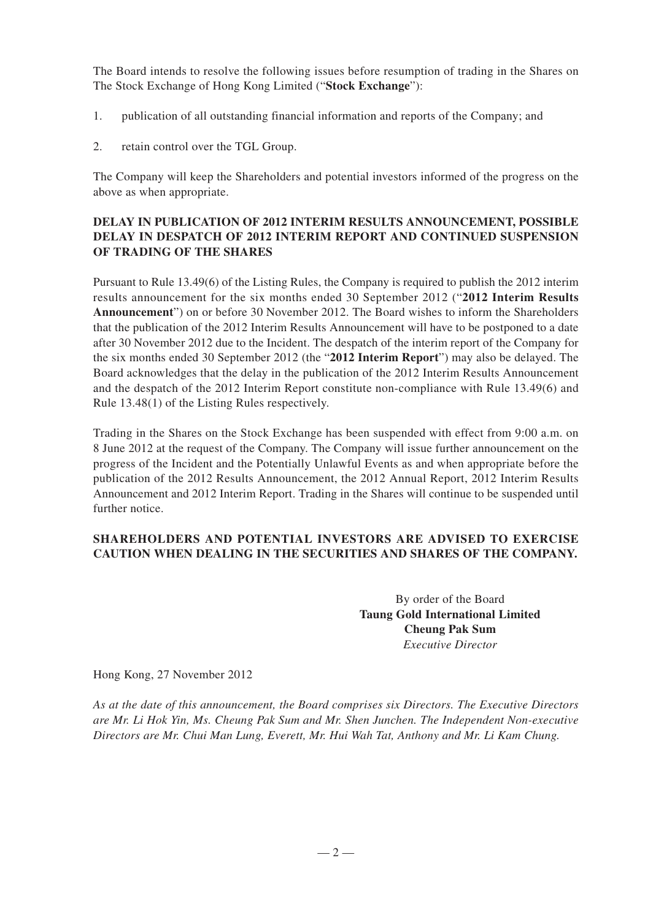The Board intends to resolve the following issues before resumption of trading in the Shares on The Stock Exchange of Hong Kong Limited ("**Stock Exchange**"):

1. publication of all outstanding financial information and reports of the Company; and

2. retain control over the TGL Group.

The Company will keep the Shareholders and potential investors informed of the progress on the above as when appropriate.

**DELAY IN PUBLICATION OF 2012 INTERIM RESULTS ANNOUNCEMENT, POSSIBLE DELAY IN DESPATCH OF 2012 INTERIM REPORT AND CONTINUED SUSPENSION OF TRADING OF THE SHARES**

Pursuant to Rule 13.49(6) of the Listing Rules, the Company is required to publish the 2012 interim results announcement for the six months ended 30 September 2012 ("**2012 Interim Results Announcement**") on or before 30 November 2012. The Board wishes to inform the Shareholders that the publication of the 2012 Interim Results Announcement will have to be postponed to a date after 30 November 2012 due to the Incident. The despatch of the interim report of the Company for the six months ended 30 September 2012 (the "**2012 Interim Report**") may also be delayed. The Board acknowledges that the delay in the publication of the 2012 Interim Results Announcement and the despatch of the 2012 Interim Report constitute non-compliance with Rule 13.49(6) and Rule 13.48(1) of the Listing Rules respectively.

Trading in the Shares on the Stock Exchange has been suspended with effect from 9:00 a.m. on 8 June 2012 at the request of the Company. The Company will issue further announcement on the progress of the Incident and the Potentially Unlawful Events as and when appropriate before the publication of the 2012 Results Announcement, the 2012 Annual Report, 2012 Interim Results Announcement and 2012 Interim Report. Trading in the Shares will continue to be suspended until further notice.

**SHAREHOLDERS AND POTENTIAL INVESTORS ARE ADVISED TO EXERCISE CAUTION WHEN DEALING IN THE SECURITIES AND SHARES OF THE COMPANY.**

By order of the Board
**Taung Gold International Limited**
**Cheung Pak Sum**
*Executive Director*

Hong Kong, 27 November 2012

*As at the date of this announcement, the Board comprises six Directors. The Executive Directors are Mr. Li Hok Yin, Ms. Cheung Pak Sum and Mr. Shen Junchen. The Independent Non-executive Directors are Mr. Chui Man Lung, Everett, Mr. Hui Wah Tat, Anthony and Mr. Li Kam Chung.*